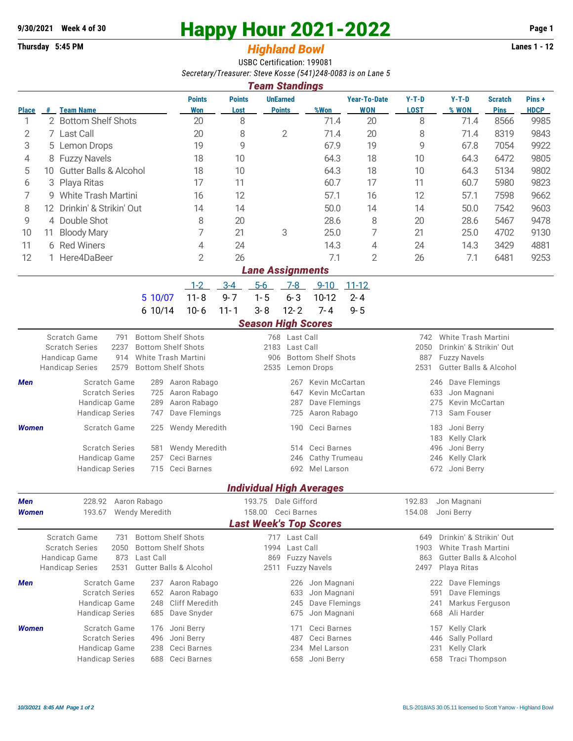9/30/2021 Week 4 of 30

Thursday 5:45 PM

# Happy Hour 2021-2022

## *Highland Bowl*

Lanes 1 - 12

USBC Certification: 199081

*Secretary/Treasurer: Steve Kosse (541)248-0083 is on Lane 5*

### *Team Standings*

| Place | # | Team Name | Points Won | Points Lost | UnEarned Points | %Won | Year-To-Date WON | Y-T-D LOST | Y-T-D % WON | Scratch Pins | Pins + HDCP |
|---|---|---|---|---|---|---|---|---|---|---|---|
| 1 | 2 | Bottom Shelf Shots | 20 | 8 | | 71.4 | 20 | 8 | 71.4 | 8566 | 9985 |
| 2 | 7 | Last Call | 20 | 8 | 2 | 71.4 | 20 | 8 | 71.4 | 8319 | 9843 |
| 3 | 5 | Lemon Drops | 19 | 9 | | 67.9 | 19 | 9 | 67.8 | 7054 | 9922 |
| 4 | 8 | Fuzzy Navels | 18 | 10 | | 64.3 | 18 | 10 | 64.3 | 6472 | 9805 |
| 5 | 10 | Gutter Balls & Alcohol | 18 | 10 | | 64.3 | 18 | 10 | 64.3 | 5134 | 9802 |
| 6 | 3 | Playa Ritas | 17 | 11 | | 60.7 | 17 | 11 | 60.7 | 5980 | 9823 |
| 7 | 9 | White Trash Martini | 16 | 12 | | 57.1 | 16 | 12 | 57.1 | 7598 | 9662 |
| 8 | 12 | Drinkin' & Strikin' Out | 14 | 14 | | 50.0 | 14 | 14 | 50.0 | 7542 | 9603 |
| 9 | 4 | Double Shot | 8 | 20 | | 28.6 | 8 | 20 | 28.6 | 5467 | 9478 |
| 10 | 11 | Bloody Mary | 7 | 21 | 3 | 25.0 | 7 | 21 | 25.0 | 4702 | 9130 |
| 11 | 6 | Red Winers | 4 | 24 | | 14.3 | 4 | 24 | 14.3 | 3429 | 4881 |
| 12 | 1 | Here4DaBeer | 2 | 26 | | 7.1 | 2 | 26 | 7.1 | 6481 | 9253 |

### *Lane Assignments*

| | 1-2 | 3-4 | 5-6 | 7-8 | 9-10 | 11-12 |
|---|---|---|---|---|---|---|
| 5 10/07 | 11-8 | 9-7 | 1-5 | 6-3 | 10-12 | 2-4 |
| 6 10/14 | 10-6 | 11-1 | 3-8 | 12-2 | 7-4 | 9-5 |

### *Season High Scores*

| | | | | | | |
|---|---|---|---|---|---|---|
| Scratch Game | 791 | Bottom Shelf Shots | 768 | Last Call | 742 | White Trash Martini |
| Scratch Series | 2237 | Bottom Shelf Shots | 2183 | Last Call | 2050 | Drinkin' & Strikin' Out |
| Handicap Game | 914 | White Trash Martini | 906 | Bottom Shelf Shots | 887 | Fuzzy Navels |
| Handicap Series | 2579 | Bottom Shelf Shots | 2535 | Lemon Drops | 2531 | Gutter Balls & Alcohol |

***Men***

| | | | | | | |
|---|---|---|---|---|---|---|
| Scratch Game | 289 | Aaron Rabago | 267 | Kevin McCartan | 246 | Dave Flemings |
| Scratch Series | 725 | Aaron Rabago | 647 | Kevin McCartan | 633 | Jon Magnani |
| Handicap Game | 289 | Aaron Rabago | 287 | Dave Flemings | 275 | Kevin McCartan |
| Handicap Series | 747 | Dave Flemings | 725 | Aaron Rabago | 713 | Sam Fouser |

***Women***

| | | | | | | |
|---|---|---|---|---|---|---|
| Scratch Game | 225 | Wendy Meredith | 190 | Ceci Barnes | 183 | Joni Berry |
| | | | | | 183 | Kelly Clark |
| Scratch Series | 581 | Wendy Meredith | 514 | Ceci Barnes | 496 | Joni Berry |
| Handicap Game | 257 | Ceci Barnes | 246 | Cathy Trumeau | 246 | Kelly Clark |
| Handicap Series | 715 | Ceci Barnes | 692 | Mel Larson | 672 | Joni Berry |

### *Individual High Averages*

| | | | | | | |
|---|---|---|---|---|---|---|
| ***Men*** | 228.92 | Aaron Rabago | 193.75 | Dale Gifford | 192.83 | Jon Magnani |
| ***Women*** | 193.67 | Wendy Meredith | 158.00 | Ceci Barnes | 154.08 | Joni Berry |

### *Last Week's Top Scores*

| | | | | | | |
|---|---|---|---|---|---|---|
| Scratch Game | 731 | Bottom Shelf Shots | 717 | Last Call | 649 | Drinkin' & Strikin' Out |
| Scratch Series | 2050 | Bottom Shelf Shots | 1994 | Last Call | 1903 | White Trash Martini |
| Handicap Game | 873 | Last Call | 869 | Fuzzy Navels | 863 | Gutter Balls & Alcohol |
| Handicap Series | 2531 | Gutter Balls & Alcohol | 2511 | Fuzzy Navels | 2497 | Playa Ritas |

***Men***

| | | | | | | |
|---|---|---|---|---|---|---|
| Scratch Game | 237 | Aaron Rabago | 226 | Jon Magnani | 222 | Dave Flemings |
| Scratch Series | 652 | Aaron Rabago | 633 | Jon Magnani | 591 | Dave Flemings |
| Handicap Game | 248 | Cliff Meredith | 245 | Dave Flemings | 241 | Markus Ferguson |
| Handicap Series | 685 | Dave Snyder | 675 | Jon Magnani | 668 | Ali Harder |

***Women***

| | | | | | | |
|---|---|---|---|---|---|---|
| Scratch Game | 176 | Joni Berry | 171 | Ceci Barnes | 157 | Kelly Clark |
| Scratch Series | 496 | Joni Berry | 487 | Ceci Barnes | 446 | Sally Pollard |
| Handicap Game | 238 | Ceci Barnes | 234 | Mel Larson | 231 | Kelly Clark |
| Handicap Series | 688 | Ceci Barnes | 658 | Joni Berry | 658 | Traci Thompson |

*10/3/2021 8:45 AM*

BLS-2018/AS 30.05.11 licensed to Scott Yarrow - Highland Bowl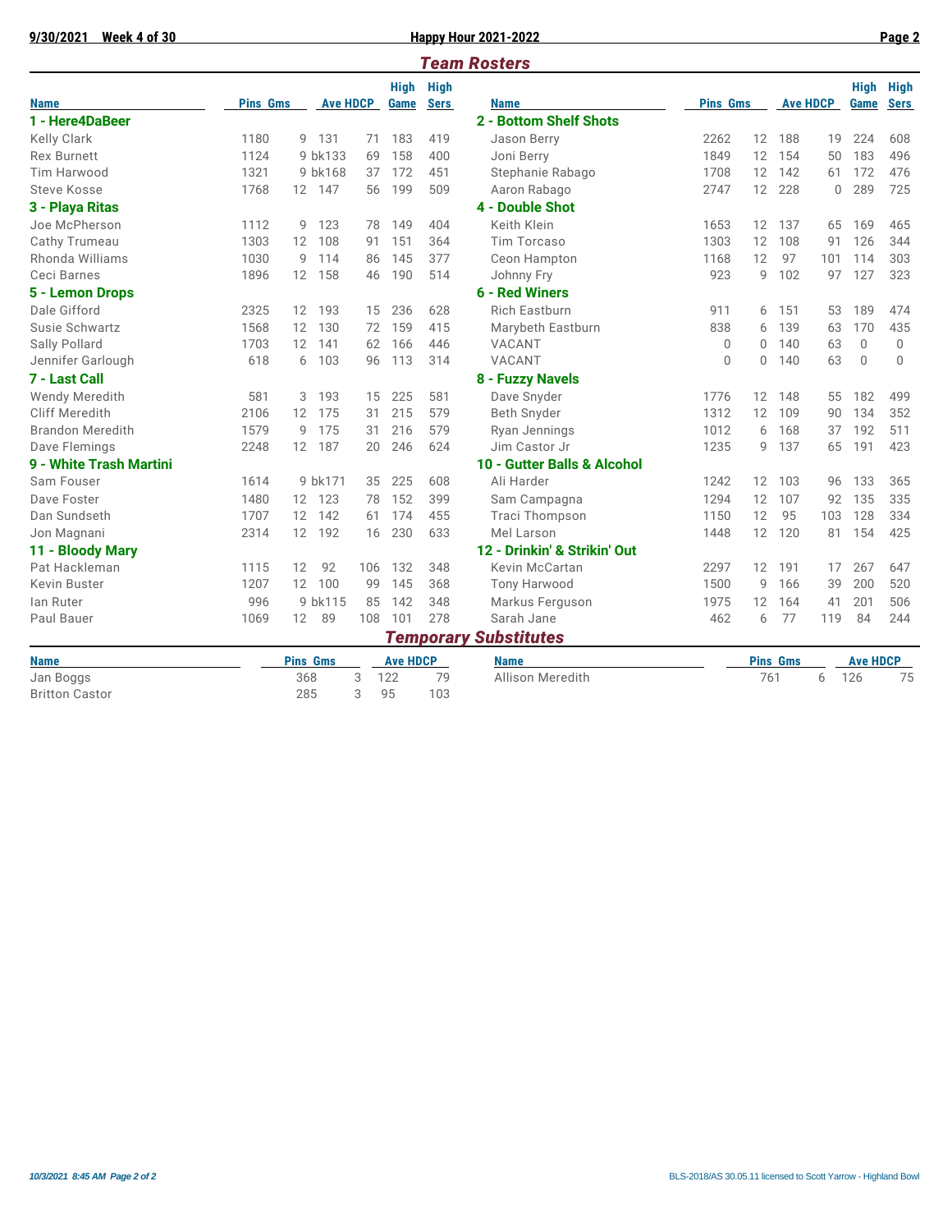## Team Rosters

### 1 - Here4DaBeer

| Name | Pins | Gms | Ave | HDCP | High Game | High Sers |
|---|---|---|---|---|---|---|
| Kelly Clark | 1180 | 9 | 131 | 71 | 183 | 419 |
| Rex Burnett | 1124 | 9 | bk133 | 69 | 158 | 400 |
| Tim Harwood | 1321 | 9 | bk168 | 37 | 172 | 451 |
| Steve Kosse | 1768 | 12 | 147 | 56 | 199 | 509 |

### 2 - Bottom Shelf Shots

| Name | Pins | Gms | Ave | HDCP | High Game | High Sers |
|---|---|---|---|---|---|---|
| Jason Berry | 2262 | 12 | 188 | 19 | 224 | 608 |
| Joni Berry | 1849 | 12 | 154 | 50 | 183 | 496 |
| Stephanie Rabago | 1708 | 12 | 142 | 61 | 172 | 476 |
| Aaron Rabago | 2747 | 12 | 228 | 0 | 289 | 725 |

### 3 - Playa Ritas

| Name | Pins | Gms | Ave | HDCP | High Game | High Sers |
|---|---|---|---|---|---|---|
| Joe McPherson | 1112 | 9 | 123 | 78 | 149 | 404 |
| Cathy Trumeau | 1303 | 12 | 108 | 91 | 151 | 364 |
| Rhonda Williams | 1030 | 9 | 114 | 86 | 145 | 377 |
| Ceci Barnes | 1896 | 12 | 158 | 46 | 190 | 514 |

### 4 - Double Shot

| Name | Pins | Gms | Ave | HDCP | High Game | High Sers |
|---|---|---|---|---|---|---|
| Keith Klein | 1653 | 12 | 137 | 65 | 169 | 465 |
| Tim Torcaso | 1303 | 12 | 108 | 91 | 126 | 344 |
| Ceon Hampton | 1168 | 12 | 97 | 101 | 114 | 303 |
| Johnny Fry | 923 | 9 | 102 | 97 | 127 | 323 |

### 5 - Lemon Drops

| Name | Pins | Gms | Ave | HDCP | High Game | High Sers |
|---|---|---|---|---|---|---|
| Dale Gifford | 2325 | 12 | 193 | 15 | 236 | 628 |
| Susie Schwartz | 1568 | 12 | 130 | 72 | 159 | 415 |
| Sally Pollard | 1703 | 12 | 141 | 62 | 166 | 446 |
| Jennifer Garlough | 618 | 6 | 103 | 96 | 113 | 314 |

### 6 - Red Winers

| Name | Pins | Gms | Ave | HDCP | High Game | High Sers |
|---|---|---|---|---|---|---|
| Rich Eastburn | 911 | 6 | 151 | 53 | 189 | 474 |
| Marybeth Eastburn | 838 | 6 | 139 | 63 | 170 | 435 |
| VACANT | 0 | 0 | 140 | 63 | 0 | 0 |
| VACANT | 0 | 0 | 140 | 63 | 0 | 0 |

### 7 - Last Call

| Name | Pins | Gms | Ave | HDCP | High Game | High Sers |
|---|---|---|---|---|---|---|
| Wendy Meredith | 581 | 3 | 193 | 15 | 225 | 581 |
| Cliff Meredith | 2106 | 12 | 175 | 31 | 215 | 579 |
| Brandon Meredith | 1579 | 9 | 175 | 31 | 216 | 579 |
| Dave Flemings | 2248 | 12 | 187 | 20 | 246 | 624 |

### 8 - Fuzzy Navels

| Name | Pins | Gms | Ave | HDCP | High Game | High Sers |
|---|---|---|---|---|---|---|
| Dave Snyder | 1776 | 12 | 148 | 55 | 182 | 499 |
| Beth Snyder | 1312 | 12 | 109 | 90 | 134 | 352 |
| Ryan Jennings | 1012 | 6 | 168 | 37 | 192 | 511 |
| Jim Castor Jr | 1235 | 9 | 137 | 65 | 191 | 423 |

### 9 - White Trash Martini

| Name | Pins | Gms | Ave | HDCP | High Game | High Sers |
|---|---|---|---|---|---|---|
| Sam Fouser | 1614 | 9 | bk171 | 35 | 225 | 608 |
| Dave Foster | 1480 | 12 | 123 | 78 | 152 | 399 |
| Dan Sundseth | 1707 | 12 | 142 | 61 | 174 | 455 |
| Jon Magnani | 2314 | 12 | 192 | 16 | 230 | 633 |

### 10 - Gutter Balls & Alcohol

| Name | Pins | Gms | Ave | HDCP | High Game | High Sers |
|---|---|---|---|---|---|---|
| Ali Harder | 1242 | 12 | 103 | 96 | 133 | 365 |
| Sam Campagna | 1294 | 12 | 107 | 92 | 135 | 335 |
| Traci Thompson | 1150 | 12 | 95 | 103 | 128 | 334 |
| Mel Larson | 1448 | 12 | 120 | 81 | 154 | 425 |

### 11 - Bloody Mary

| Name | Pins | Gms | Ave | HDCP | High Game | High Sers |
|---|---|---|---|---|---|---|
| Pat Hackleman | 1115 | 12 | 92 | 106 | 132 | 348 |
| Kevin Buster | 1207 | 12 | 100 | 99 | 145 | 368 |
| Ian Ruter | 996 | 9 | bk115 | 85 | 142 | 348 |
| Paul Bauer | 1069 | 12 | 89 | 108 | 101 | 278 |

### 12 - Drinkin' & Strikin' Out

| Name | Pins | Gms | Ave | HDCP | High Game | High Sers |
|---|---|---|---|---|---|---|
| Kevin McCartan | 2297 | 12 | 191 | 17 | 267 | 647 |
| Tony Harwood | 1500 | 9 | 166 | 39 | 200 | 520 |
| Markus Ferguson | 1975 | 12 | 164 | 41 | 201 | 506 |
| Sarah Jane | 462 | 6 | 77 | 119 | 84 | 244 |

## Temporary Substitutes

| Name | Pins | Gms | Ave | HDCP |
|---|---|---|---|---|
| Jan Boggs | 368 | 3 | 122 | 79 |
| Britton Castor | 285 | 3 | 95 | 103 |
| Allison Meredith | 761 | 6 | 126 | 75 |